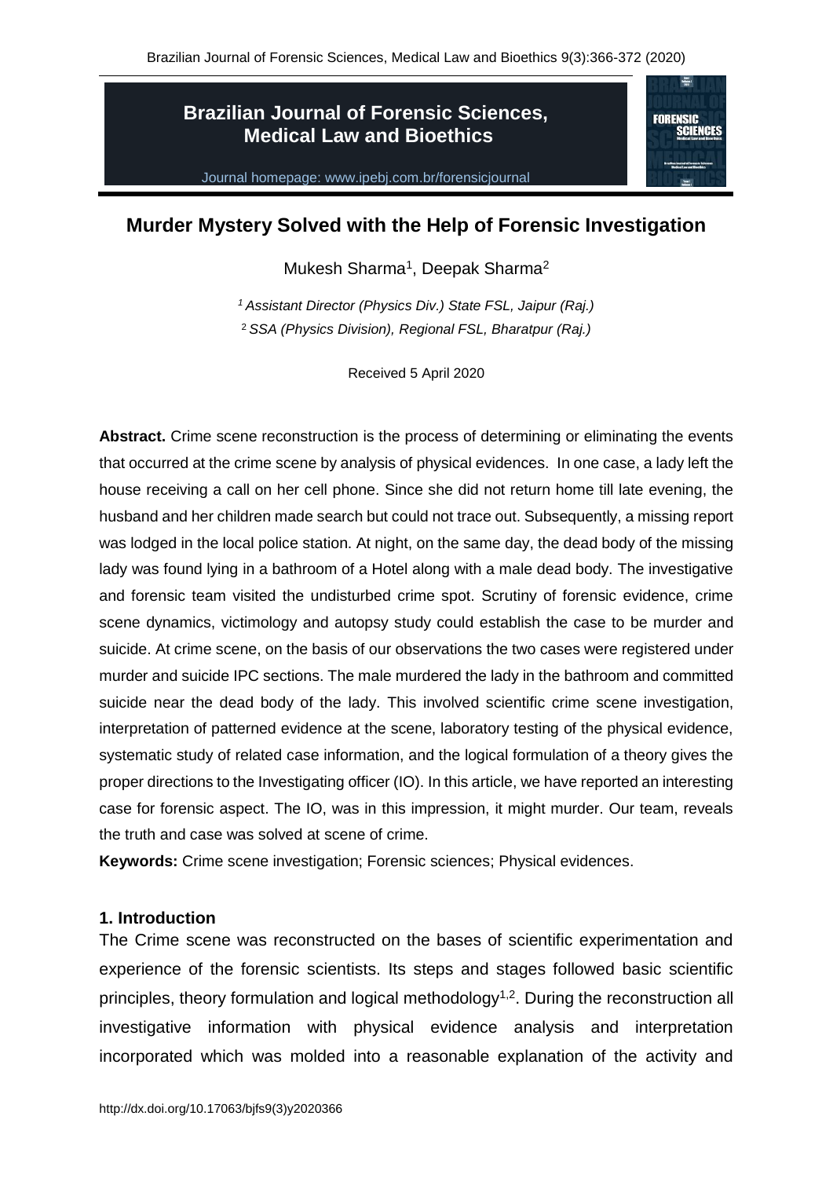# Brazilian Journal of Forensic Sciences, Medical Law and Bioethics

Journal homepage: www.ipebj.com.br/forensicjournal

## Murder Mystery Solved with the Help of Forensic Investigation

Mukesh Sharma[1], Deepak Sharma[2]

*[1] Assistant Director (Physics Div.) State FSL, Jaipur (Raj.)*
*[2] SSA (Physics Division), Regional FSL, Bharatpur (Raj.)*

Received 5 April 2020

**Abstract.** Crime scene reconstruction is the process of determining or eliminating the events that occurred at the crime scene by analysis of physical evidences. In one case, a lady left the house receiving a call on her cell phone. Since she did not return home till late evening, the husband and her children made search but could not trace out. Subsequently, a missing report was lodged in the local police station. At night, on the same day, the dead body of the missing lady was found lying in a bathroom of a Hotel along with a male dead body. The investigative and forensic team visited the undisturbed crime spot. Scrutiny of forensic evidence, crime scene dynamics, victimology and autopsy study could establish the case to be murder and suicide. At crime scene, on the basis of our observations the two cases were registered under murder and suicide IPC sections. The male murdered the lady in the bathroom and committed suicide near the dead body of the lady. This involved scientific crime scene investigation, interpretation of patterned evidence at the scene, laboratory testing of the physical evidence, systematic study of related case information, and the logical formulation of a theory gives the proper directions to the Investigating officer (IO). In this article, we have reported an interesting case for forensic aspect. The IO, was in this impression, it might murder. Our team, reveals the truth and case was solved at scene of crime.

**Keywords:** Crime scene investigation; Forensic sciences; Physical evidences.

### 1. Introduction

The Crime scene was reconstructed on the bases of scientific experimentation and experience of the forensic scientists. Its steps and stages followed basic scientific principles, theory formulation and logical methodology[1,2]. During the reconstruction all investigative information with physical evidence analysis and interpretation incorporated which was molded into a reasonable explanation of the activity and

http://dx.doi.org/10.17063/bjfs9(3)y2020366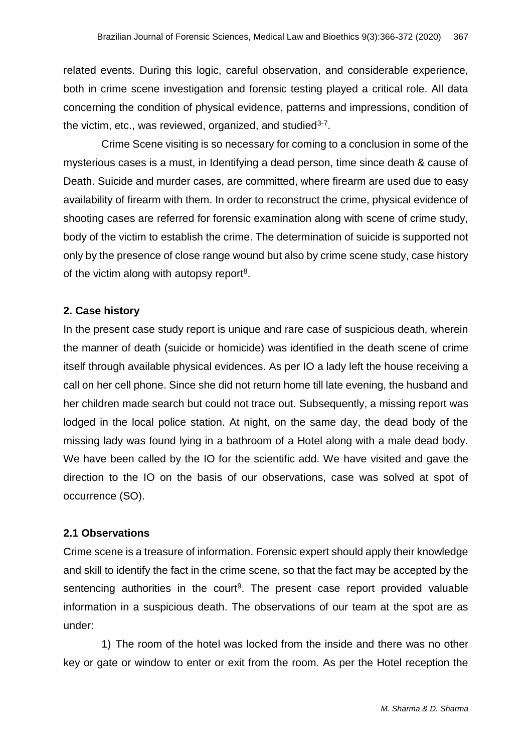related events. During this logic, careful observation, and considerable experience, both in crime scene investigation and forensic testing played a critical role. All data concerning the condition of physical evidence, patterns and impressions, condition of the victim, etc., was reviewed, organized, and studied[3-7].

Crime Scene visiting is so necessary for coming to a conclusion in some of the mysterious cases is a must, in Identifying a dead person, time since death & cause of Death. Suicide and murder cases, are committed, where firearm are used due to easy availability of firearm with them. In order to reconstruct the crime, physical evidence of shooting cases are referred for forensic examination along with scene of crime study, body of the victim to establish the crime. The determination of suicide is supported not only by the presence of close range wound but also by crime scene study, case history of the victim along with autopsy report[8].

## 2. Case history

In the present case study report is unique and rare case of suspicious death, wherein the manner of death (suicide or homicide) was identified in the death scene of crime itself through available physical evidences. As per IO a lady left the house receiving a call on her cell phone. Since she did not return home till late evening, the husband and her children made search but could not trace out. Subsequently, a missing report was lodged in the local police station. At night, on the same day, the dead body of the missing lady was found lying in a bathroom of a Hotel along with a male dead body. We have been called by the IO for the scientific add. We have visited and gave the direction to the IO on the basis of our observations, case was solved at spot of occurrence (SO).

### 2.1 Observations

Crime scene is a treasure of information. Forensic expert should apply their knowledge and skill to identify the fact in the crime scene, so that the fact may be accepted by the sentencing authorities in the court[9]. The present case report provided valuable information in a suspicious death. The observations of our team at the spot are as under:

1) The room of the hotel was locked from the inside and there was no other key or gate or window to enter or exit from the room. As per the Hotel reception the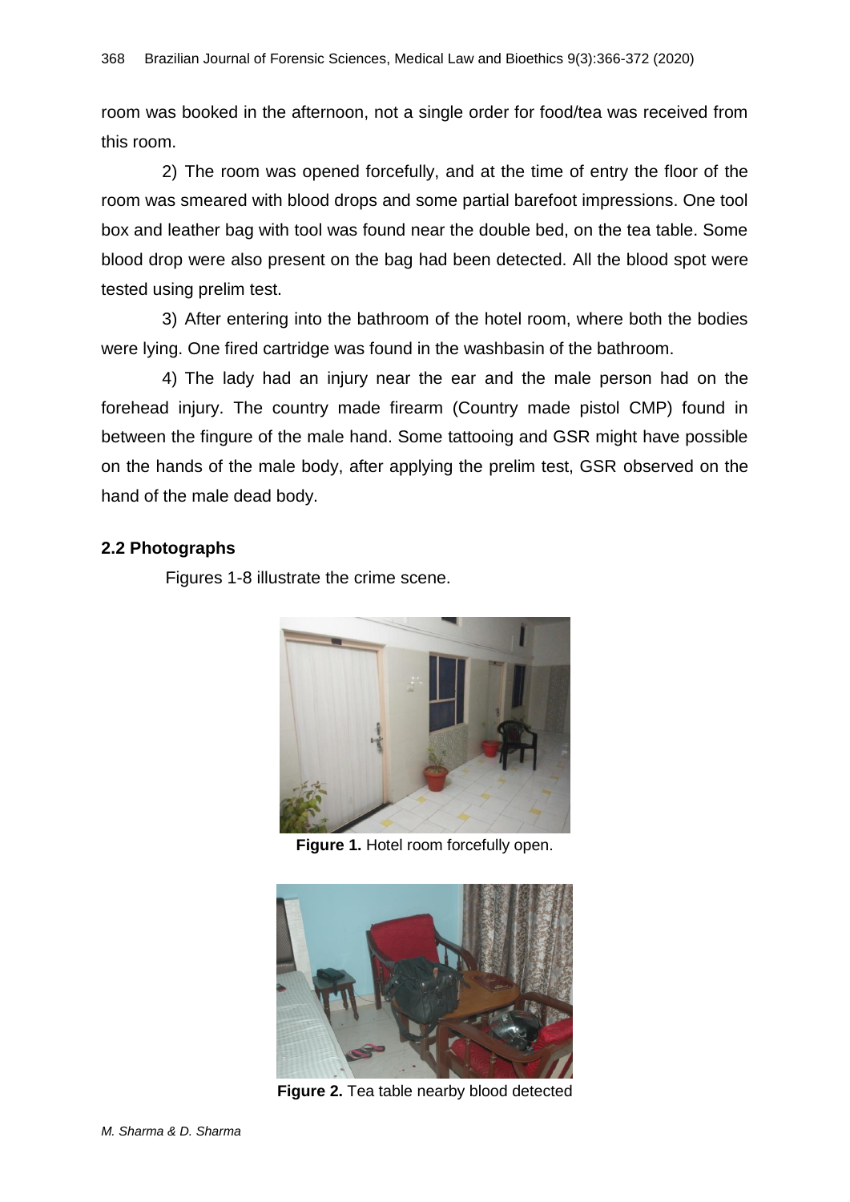room was booked in the afternoon, not a single order for food/tea was received from this room.

2) The room was opened forcefully, and at the time of entry the floor of the room was smeared with blood drops and some partial barefoot impressions. One tool box and leather bag with tool was found near the double bed, on the tea table. Some blood drop were also present on the bag had been detected. All the blood spot were tested using prelim test.

3) After entering into the bathroom of the hotel room, where both the bodies were lying. One fired cartridge was found in the washbasin of the bathroom.

4) The lady had an injury near the ear and the male person had on the forehead injury. The country made firearm (Country made pistol CMP) found in between the fingure of the male hand. Some tattooing and GSR might have possible on the hands of the male body, after applying the prelim test, GSR observed on the hand of the male dead body.

### 2.2 Photographs

Figures 1-8 illustrate the crime scene.

**Figure 1.** Hotel room forcefully open.

**Figure 2.** Tea table nearby blood detected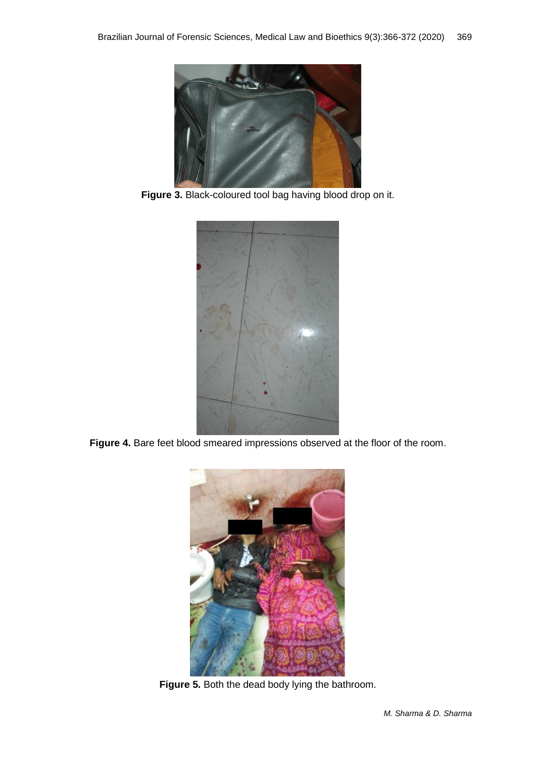Figure 3. Black-coloured tool bag having blood drop on it.

Figure 4. Bare feet blood smeared impressions observed at the floor of the room.

Figure 5. Both the dead body lying the bathroom.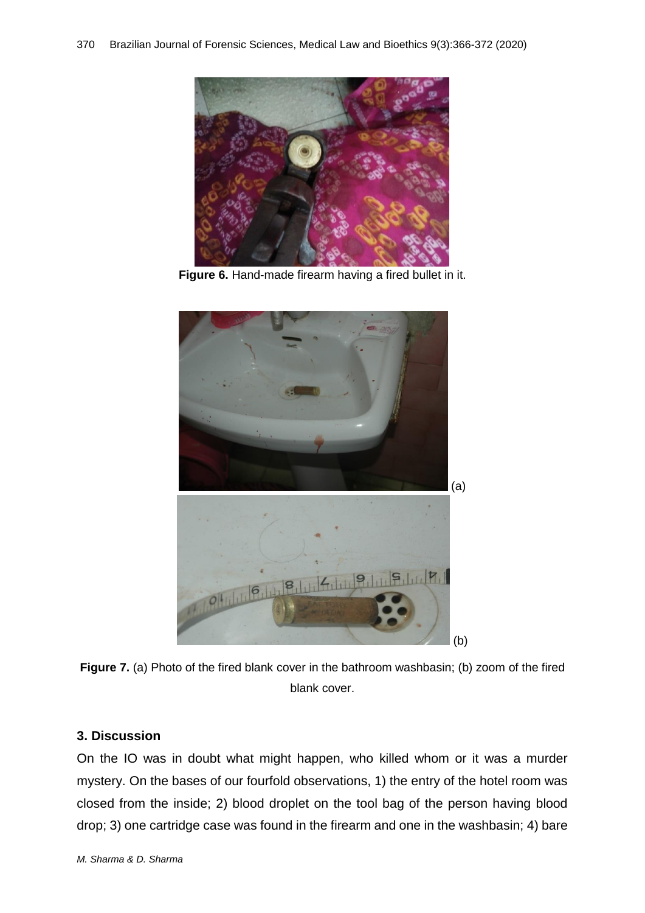**Figure 6.** Hand-made firearm having a fired bullet in it.

(a)

(b)

**Figure 7.** (a) Photo of the fired blank cover in the bathroom washbasin; (b) zoom of the fired blank cover.

### 3. Discussion

On the IO was in doubt what might happen, who killed whom or it was a murder mystery. On the bases of our fourfold observations, 1) the entry of the hotel room was closed from the inside; 2) blood droplet on the tool bag of the person having blood drop; 3) one cartridge case was found in the firearm and one in the washbasin; 4) bare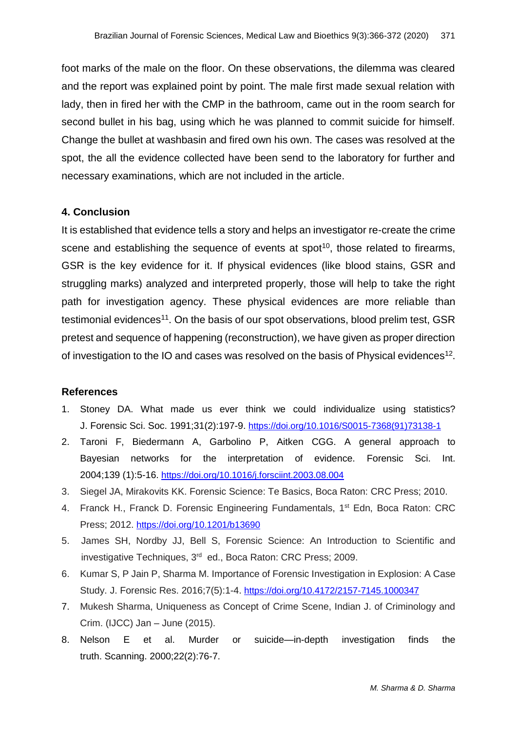foot marks of the male on the floor. On these observations, the dilemma was cleared and the report was explained point by point. The male first made sexual relation with lady, then in fired her with the CMP in the bathroom, came out in the room search for second bullet in his bag, using which he was planned to commit suicide for himself. Change the bullet at washbasin and fired own his own. The cases was resolved at the spot, the all the evidence collected have been send to the laboratory for further and necessary examinations, which are not included in the article.

## 4. Conclusion

It is established that evidence tells a story and helps an investigator re-create the crime scene and establishing the sequence of events at spot[10], those related to firearms, GSR is the key evidence for it. If physical evidences (like blood stains, GSR and struggling marks) analyzed and interpreted properly, those will help to take the right path for investigation agency. These physical evidences are more reliable than testimonial evidences[11]. On the basis of our spot observations, blood prelim test, GSR pretest and sequence of happening (reconstruction), we have given as proper direction of investigation to the IO and cases was resolved on the basis of Physical evidences[12].

## References

1. Stoney DA. What made us ever think we could individualize using statistics? J. Forensic Sci. Soc. 1991;31(2):197-9. https://doi.org/10.1016/S0015-7368(91)73138-1
2. Taroni F, Biedermann A, Garbolino P, Aitken CGG. A general approach to Bayesian networks for the interpretation of evidence. Forensic Sci. Int. 2004;139 (1):5-16. https://doi.org/10.1016/j.forsciint.2003.08.004
3. Siegel JA, Mirakovits KK. Forensic Science: Te Basics, Boca Raton: CRC Press; 2010.
4. Franck H., Franck D. Forensic Engineering Fundamentals, 1st Edn, Boca Raton: CRC Press; 2012. https://doi.org/10.1201/b13690
5. James SH, Nordby JJ, Bell S, Forensic Science: An Introduction to Scientific and investigative Techniques, 3rd ed., Boca Raton: CRC Press; 2009.
6. Kumar S, P Jain P, Sharma M. Importance of Forensic Investigation in Explosion: A Case Study. J. Forensic Res. 2016;7(5):1-4. https://doi.org/10.4172/2157-7145.1000347
7. Mukesh Sharma, Uniqueness as Concept of Crime Scene, Indian J. of Criminology and Crim. (IJCC) Jan – June (2015).
8. Nelson E et al. Murder or suicide—in-depth investigation finds the truth. Scanning. 2000;22(2):76-7.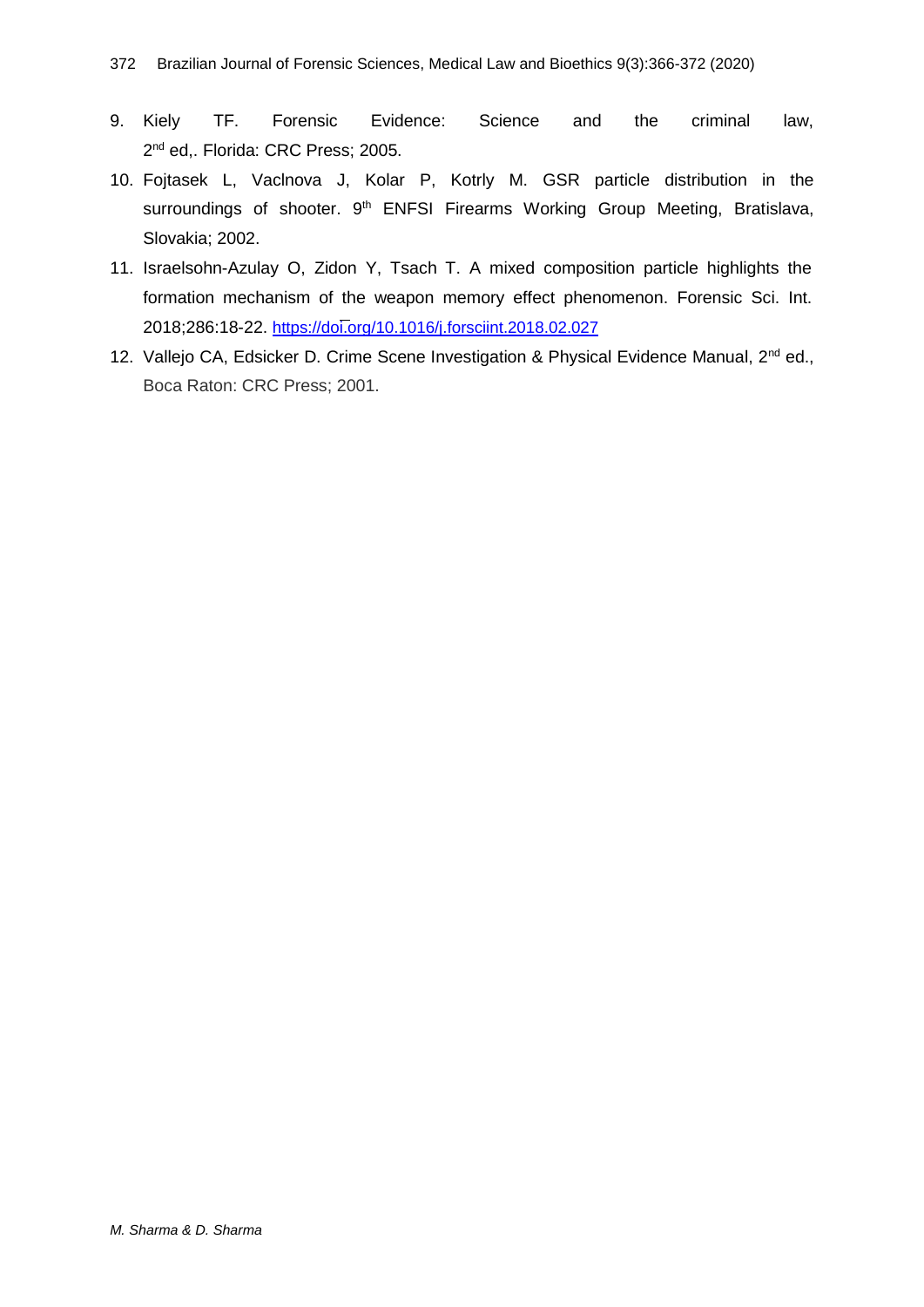9. Kiely TF. Forensic Evidence: Science and the criminal law, 2nd ed,. Florida: CRC Press; 2005.
10. Fojtasek L, Vaclnova J, Kolar P, Kotrly M. GSR particle distribution in the surroundings of shooter. 9th ENFSI Firearms Working Group Meeting, Bratislava, Slovakia; 2002.
11. Israelsohn-Azulay O, Zidon Y, Tsach T. A mixed composition particle highlights the formation mechanism of the weapon memory effect phenomenon. Forensic Sci. Int. 2018;286:18-22. https://doi.org/10.1016/j.forsciint.2018.02.027
12. Vallejo CA, Edsicker D. Crime Scene Investigation & Physical Evidence Manual, 2nd ed., Boca Raton: CRC Press; 2001.